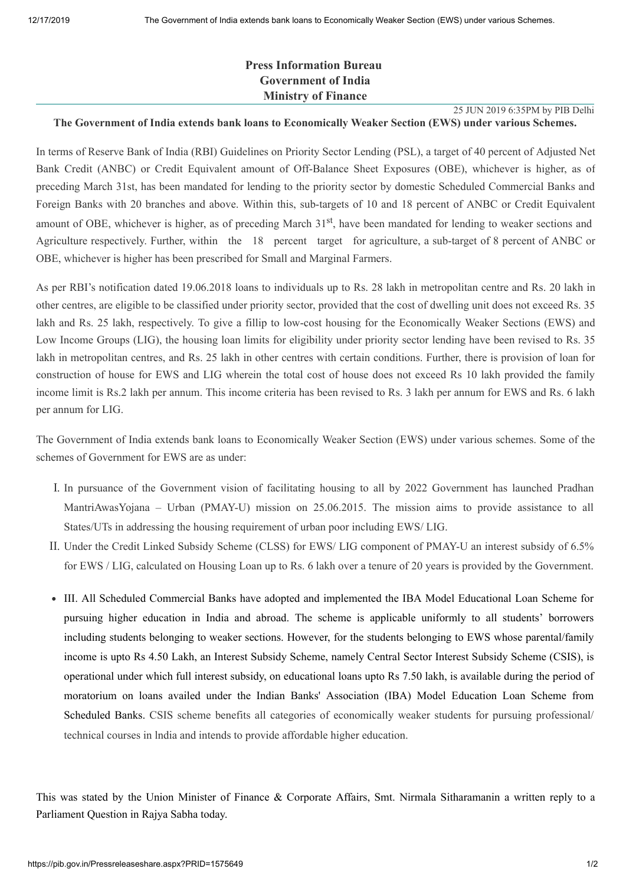**Press Information Bureau**
**Government of India**
**Ministry of Finance**

25 JUN 2019 6:35PM by PIB Delhi

**The Government of India extends bank loans to Economically Weaker Section (EWS) under various Schemes.**

In terms of Reserve Bank of India (RBI) Guidelines on Priority Sector Lending (PSL), a target of 40 percent of Adjusted Net Bank Credit (ANBC) or Credit Equivalent amount of Off-Balance Sheet Exposures (OBE), whichever is higher, as of preceding March 31st, has been mandated for lending to the priority sector by domestic Scheduled Commercial Banks and Foreign Banks with 20 branches and above. Within this, sub-targets of 10 and 18 percent of ANBC or Credit Equivalent amount of OBE, whichever is higher, as of preceding March 31st, have been mandated for lending to weaker sections and Agriculture respectively. Further, within the 18 percent target for agriculture, a sub-target of 8 percent of ANBC or OBE, whichever is higher has been prescribed for Small and Marginal Farmers.

As per RBI's notification dated 19.06.2018 loans to individuals up to Rs. 28 lakh in metropolitan centre and Rs. 20 lakh in other centres, are eligible to be classified under priority sector, provided that the cost of dwelling unit does not exceed Rs. 35 lakh and Rs. 25 lakh, respectively. To give a fillip to low-cost housing for the Economically Weaker Sections (EWS) and Low Income Groups (LIG), the housing loan limits for eligibility under priority sector lending have been revised to Rs. 35 lakh in metropolitan centres, and Rs. 25 lakh in other centres with certain conditions. Further, there is provision of loan for construction of house for EWS and LIG wherein the total cost of house does not exceed Rs 10 lakh provided the family income limit is Rs.2 lakh per annum. This income criteria has been revised to Rs. 3 lakh per annum for EWS and Rs. 6 lakh per annum for LIG.

The Government of India extends bank loans to Economically Weaker Section (EWS) under various schemes. Some of the schemes of Government for EWS are as under:

I. In pursuance of the Government vision of facilitating housing to all by 2022 Government has launched Pradhan MantriAwasYojana – Urban (PMAY-U) mission on 25.06.2015. The mission aims to provide assistance to all States/UTs in addressing the housing requirement of urban poor including EWS/ LIG.

II. Under the Credit Linked Subsidy Scheme (CLSS) for EWS/ LIG component of PMAY-U an interest subsidy of 6.5% for EWS / LIG, calculated on Housing Loan up to Rs. 6 lakh over a tenure of 20 years is provided by the Government.

- III. All Scheduled Commercial Banks have adopted and implemented the IBA Model Educational Loan Scheme for pursuing higher education in India and abroad. The scheme is applicable uniformly to all students' borrowers including students belonging to weaker sections. However, for the students belonging to EWS whose parental/family income is upto Rs 4.50 Lakh, an Interest Subsidy Scheme, namely Central Sector Interest Subsidy Scheme (CSIS), is operational under which full interest subsidy, on educational loans upto Rs 7.50 lakh, is available during the period of moratorium on loans availed under the Indian Banks' Association (IBA) Model Education Loan Scheme from Scheduled Banks. CSIS scheme benefits all categories of economically weaker students for pursuing professional/ technical courses in lndia and intends to provide affordable higher education.

This was stated by the Union Minister of Finance & Corporate Affairs, Smt. Nirmala Sitharamanin a written reply to a Parliament Question in Rajya Sabha today.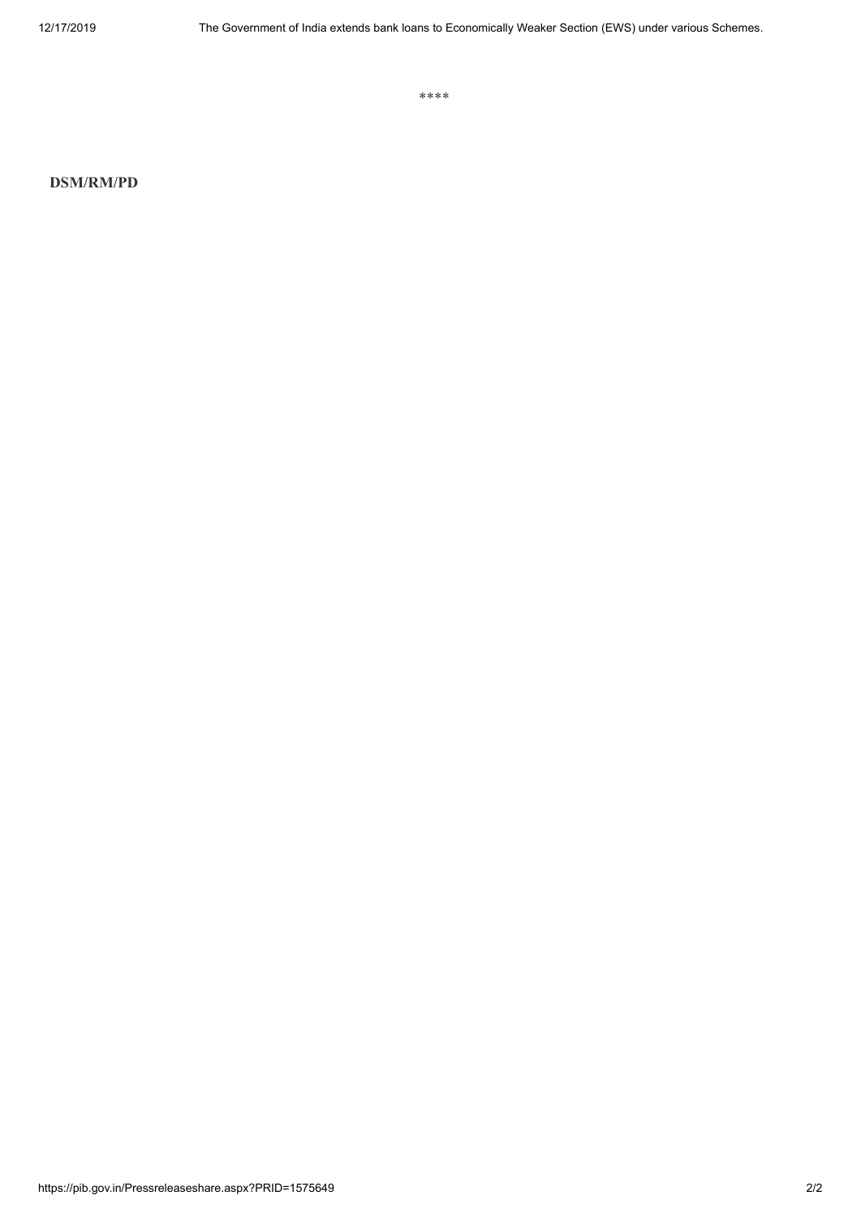\*\*\*\*

**DSM/RM/PD**

****

**DSM/RM/PD**